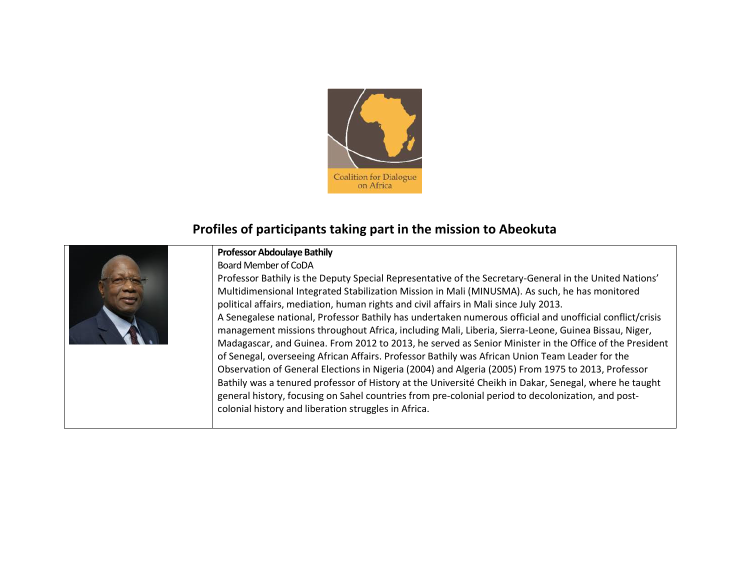Coalition for Dialogue on Africa

# Profiles of participants taking part in the mission to Abeokuta

**Professor Abdoulaye Bathily**
Board Member of CoDA

Professor Bathily is the Deputy Special Representative of the Secretary-General in the United Nations' Multidimensional Integrated Stabilization Mission in Mali (MINUSMA). As such, he has monitored political affairs, mediation, human rights and civil affairs in Mali since July 2013.

A Senegalese national, Professor Bathily has undertaken numerous official and unofficial conflict/crisis management missions throughout Africa, including Mali, Liberia, Sierra-Leone, Guinea Bissau, Niger, Madagascar, and Guinea. From 2012 to 2013, he served as Senior Minister in the Office of the President of Senegal, overseeing African Affairs. Professor Bathily was African Union Team Leader for the Observation of General Elections in Nigeria (2004) and Algeria (2005) From 1975 to 2013, Professor Bathily was a tenured professor of History at the Université Cheikh in Dakar, Senegal, where he taught general history, focusing on Sahel countries from pre-colonial period to decolonization, and post-colonial history and liberation struggles in Africa.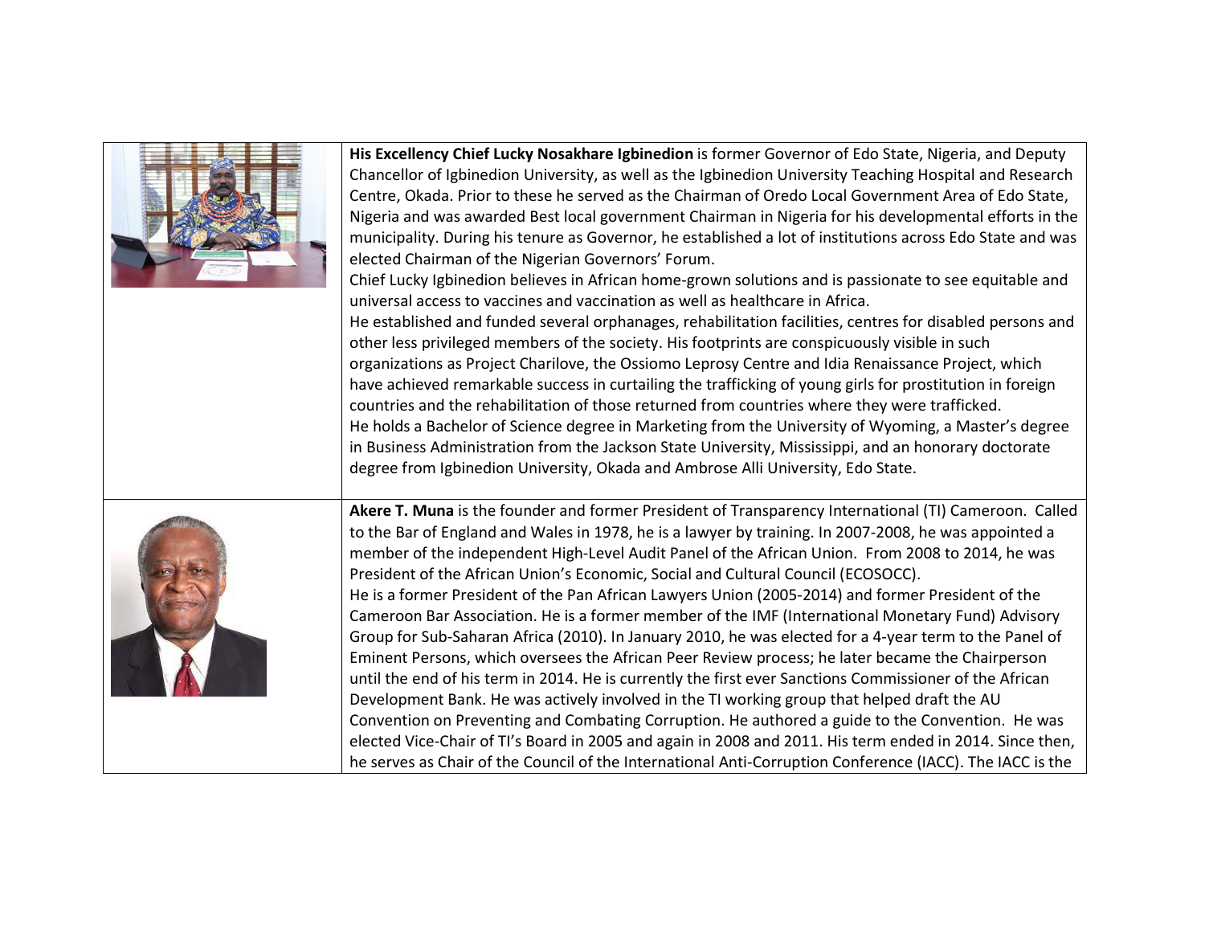| | |
|---|---|
| | **His Excellency Chief Lucky Nosakhare Igbinedion** is former Governor of Edo State, Nigeria, and Deputy Chancellor of Igbinedion University, as well as the Igbinedion University Teaching Hospital and Research Centre, Okada. Prior to these he served as the Chairman of Oredo Local Government Area of Edo State, Nigeria and was awarded Best local government Chairman in Nigeria for his developmental efforts in the municipality. During his tenure as Governor, he established a lot of institutions across Edo State and was elected Chairman of the Nigerian Governors' Forum.<br>Chief Lucky Igbinedion believes in African home-grown solutions and is passionate to see equitable and universal access to vaccines and vaccination as well as healthcare in Africa.<br>He established and funded several orphanages, rehabilitation facilities, centres for disabled persons and other less privileged members of the society. His footprints are conspicuously visible in such organizations as Project Charilove, the Ossiomo Leprosy Centre and Idia Renaissance Project, which have achieved remarkable success in curtailing the trafficking of young girls for prostitution in foreign countries and the rehabilitation of those returned from countries where they were trafficked.<br>He holds a Bachelor of Science degree in Marketing from the University of Wyoming, a Master's degree in Business Administration from the Jackson State University, Mississippi, and an honorary doctorate degree from Igbinedion University, Okada and Ambrose Alli University, Edo State. |
| | **Akere T. Muna** is the founder and former President of Transparency International (TI) Cameroon. Called to the Bar of England and Wales in 1978, he is a lawyer by training. In 2007-2008, he was appointed a member of the independent High-Level Audit Panel of the African Union. From 2008 to 2014, he was President of the African Union's Economic, Social and Cultural Council (ECOSOCC).<br>He is a former President of the Pan African Lawyers Union (2005-2014) and former President of the Cameroon Bar Association. He is a former member of the IMF (International Monetary Fund) Advisory Group for Sub-Saharan Africa (2010). In January 2010, he was elected for a 4-year term to the Panel of Eminent Persons, which oversees the African Peer Review process; he later became the Chairperson until the end of his term in 2014. He is currently the first ever Sanctions Commissioner of the African Development Bank. He was actively involved in the TI working group that helped draft the AU Convention on Preventing and Combating Corruption. He authored a guide to the Convention. He was elected Vice-Chair of TI's Board in 2005 and again in 2008 and 2011. His term ended in 2014. Since then, he serves as Chair of the Council of the International Anti-Corruption Conference (IACC). The IACC is the |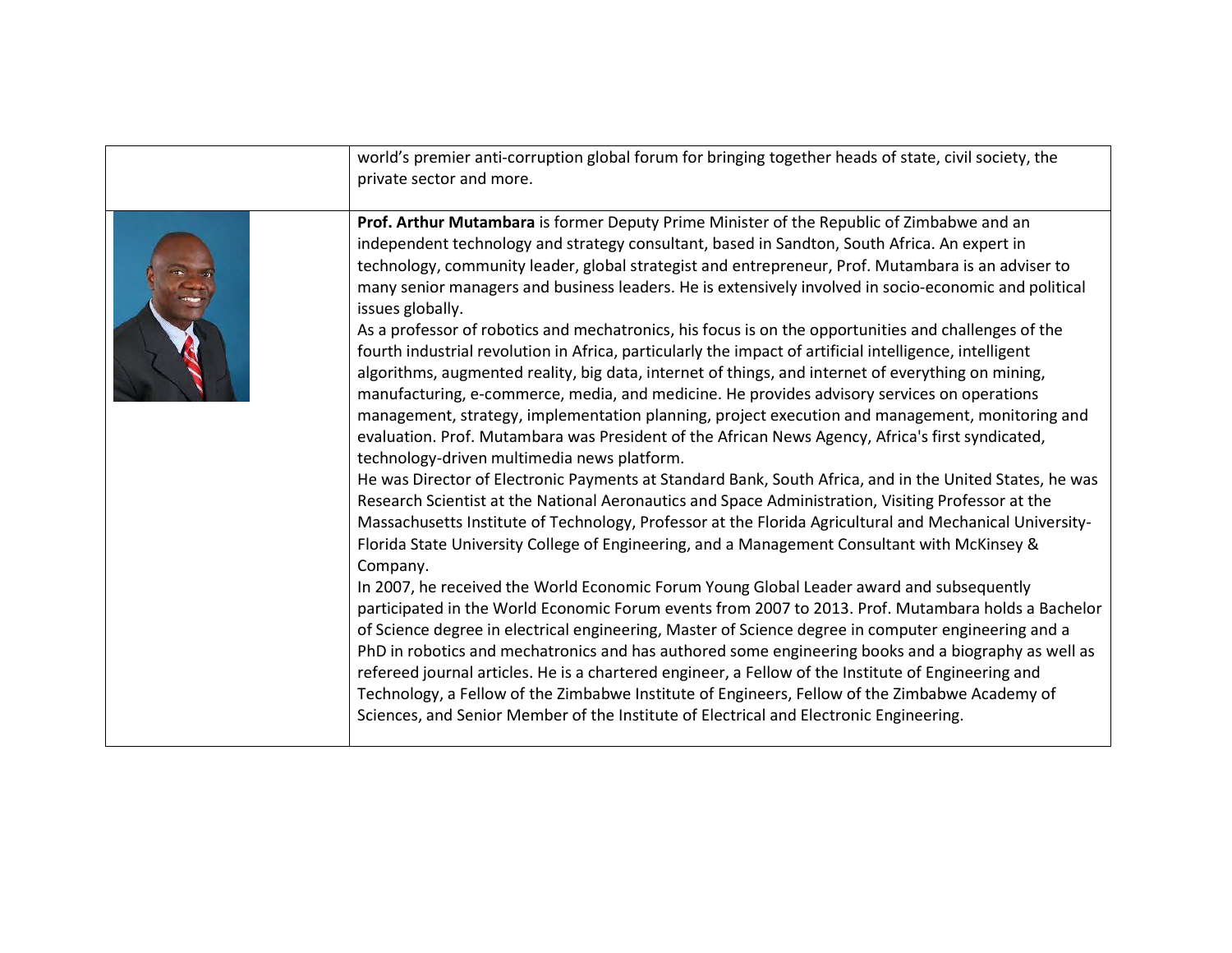| | |
|---|---|
| | world's premier anti-corruption global forum for bringing together heads of state, civil society, the private sector and more. |
| | **Prof. Arthur Mutambara** is former Deputy Prime Minister of the Republic of Zimbabwe and an independent technology and strategy consultant, based in Sandton, South Africa. An expert in technology, community leader, global strategist and entrepreneur, Prof. Mutambara is an adviser to many senior managers and business leaders. He is extensively involved in socio-economic and political issues globally.<br>As a professor of robotics and mechatronics, his focus is on the opportunities and challenges of the fourth industrial revolution in Africa, particularly the impact of artificial intelligence, intelligent algorithms, augmented reality, big data, internet of things, and internet of everything on mining, manufacturing, e-commerce, media, and medicine. He provides advisory services on operations management, strategy, implementation planning, project execution and management, monitoring and evaluation. Prof. Mutambara was President of the African News Agency, Africa's first syndicated, technology-driven multimedia news platform.<br>He was Director of Electronic Payments at Standard Bank, South Africa, and in the United States, he was Research Scientist at the National Aeronautics and Space Administration, Visiting Professor at the Massachusetts Institute of Technology, Professor at the Florida Agricultural and Mechanical University-Florida State University College of Engineering, and a Management Consultant with McKinsey & Company.<br>In 2007, he received the World Economic Forum Young Global Leader award and subsequently participated in the World Economic Forum events from 2007 to 2013. Prof. Mutambara holds a Bachelor of Science degree in electrical engineering, Master of Science degree in computer engineering and a PhD in robotics and mechatronics and has authored some engineering books and a biography as well as refereed journal articles. He is a chartered engineer, a Fellow of the Institute of Engineering and Technology, a Fellow of the Zimbabwe Institute of Engineers, Fellow of the Zimbabwe Academy of Sciences, and Senior Member of the Institute of Electrical and Electronic Engineering. |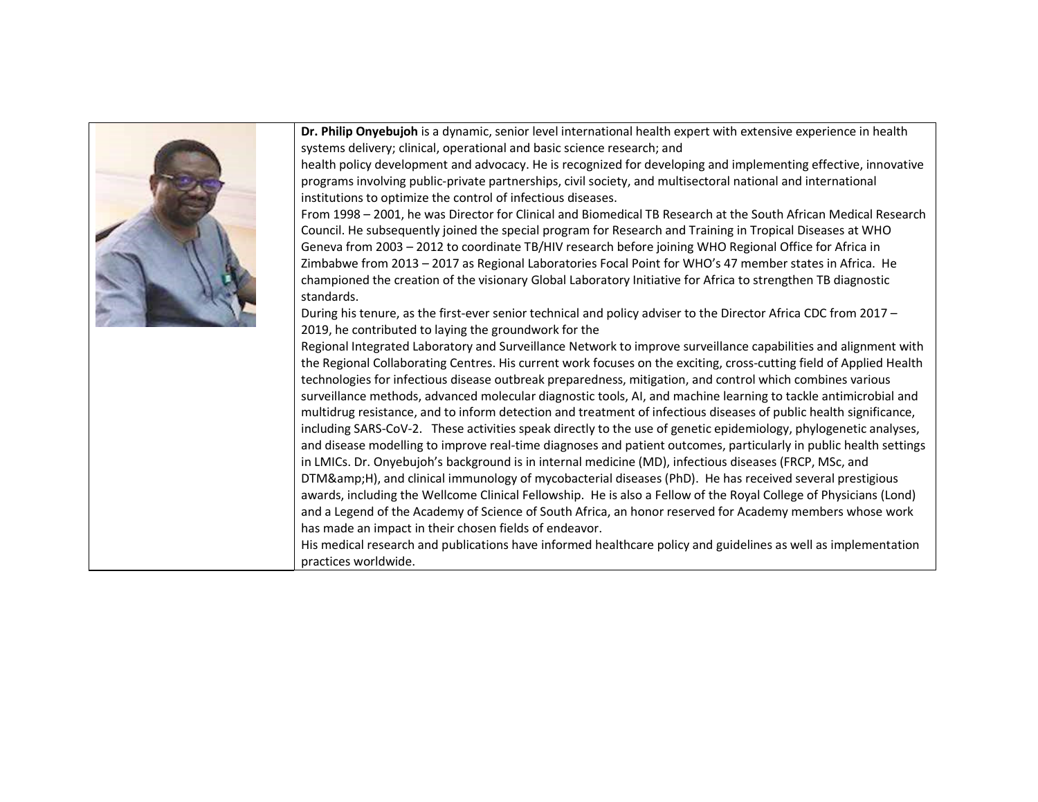**Dr. Philip Onyebujoh** is a dynamic, senior level international health expert with extensive experience in health systems delivery; clinical, operational and basic science research; and health policy development and advocacy. He is recognized for developing and implementing effective, innovative programs involving public-private partnerships, civil society, and multisectoral national and international institutions to optimize the control of infectious diseases.

From 1998 – 2001, he was Director for Clinical and Biomedical TB Research at the South African Medical Research Council. He subsequently joined the special program for Research and Training in Tropical Diseases at WHO Geneva from 2003 – 2012 to coordinate TB/HIV research before joining WHO Regional Office for Africa in Zimbabwe from 2013 – 2017 as Regional Laboratories Focal Point for WHO's 47 member states in Africa. He championed the creation of the visionary Global Laboratory Initiative for Africa to strengthen TB diagnostic standards.

During his tenure, as the first-ever senior technical and policy adviser to the Director Africa CDC from 2017 – 2019, he contributed to laying the groundwork for the Regional Integrated Laboratory and Surveillance Network to improve surveillance capabilities and alignment with the Regional Collaborating Centres. His current work focuses on the exciting, cross-cutting field of Applied Health technologies for infectious disease outbreak preparedness, mitigation, and control which combines various surveillance methods, advanced molecular diagnostic tools, AI, and machine learning to tackle antimicrobial and multidrug resistance, and to inform detection and treatment of infectious diseases of public health significance, including SARS-CoV-2. These activities speak directly to the use of genetic epidemiology, phylogenetic analyses, and disease modelling to improve real-time diagnoses and patient outcomes, particularly in public health settings in LMICs. Dr. Onyebujoh's background is in internal medicine (MD), infectious diseases (FRCP, MSc, and DTM&amp;H), and clinical immunology of mycobacterial diseases (PhD). He has received several prestigious awards, including the Wellcome Clinical Fellowship. He is also a Fellow of the Royal College of Physicians (Lond) and a Legend of the Academy of Science of South Africa, an honor reserved for Academy members whose work has made an impact in their chosen fields of endeavor.

His medical research and publications have informed healthcare policy and guidelines as well as implementation practices worldwide.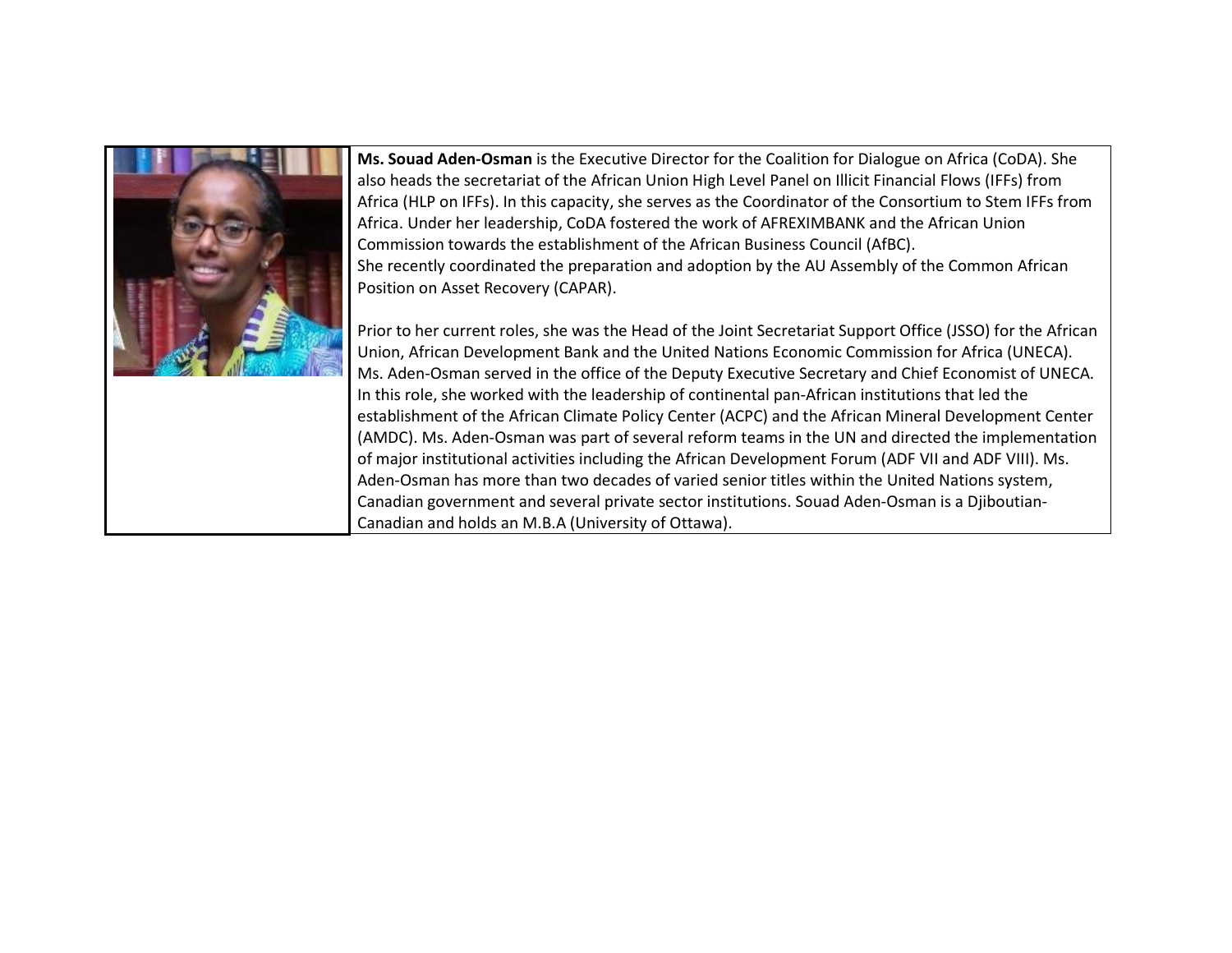**Ms. Souad Aden-Osman** is the Executive Director for the Coalition for Dialogue on Africa (CoDA). She also heads the secretariat of the African Union High Level Panel on Illicit Financial Flows (IFFs) from Africa (HLP on IFFs). In this capacity, she serves as the Coordinator of the Consortium to Stem IFFs from Africa. Under her leadership, CoDA fostered the work of AFREXIMBANK and the African Union Commission towards the establishment of the African Business Council (AfBC).
She recently coordinated the preparation and adoption by the AU Assembly of the Common African Position on Asset Recovery (CAPAR).

Prior to her current roles, she was the Head of the Joint Secretariat Support Office (JSSO) for the African Union, African Development Bank and the United Nations Economic Commission for Africa (UNECA). Ms. Aden-Osman served in the office of the Deputy Executive Secretary and Chief Economist of UNECA. In this role, she worked with the leadership of continental pan-African institutions that led the establishment of the African Climate Policy Center (ACPC) and the African Mineral Development Center (AMDC). Ms. Aden-Osman was part of several reform teams in the UN and directed the implementation of major institutional activities including the African Development Forum (ADF VII and ADF VIII). Ms. Aden-Osman has more than two decades of varied senior titles within the United Nations system, Canadian government and several private sector institutions. Souad Aden-Osman is a Djiboutian-Canadian and holds an M.B.A (University of Ottawa).